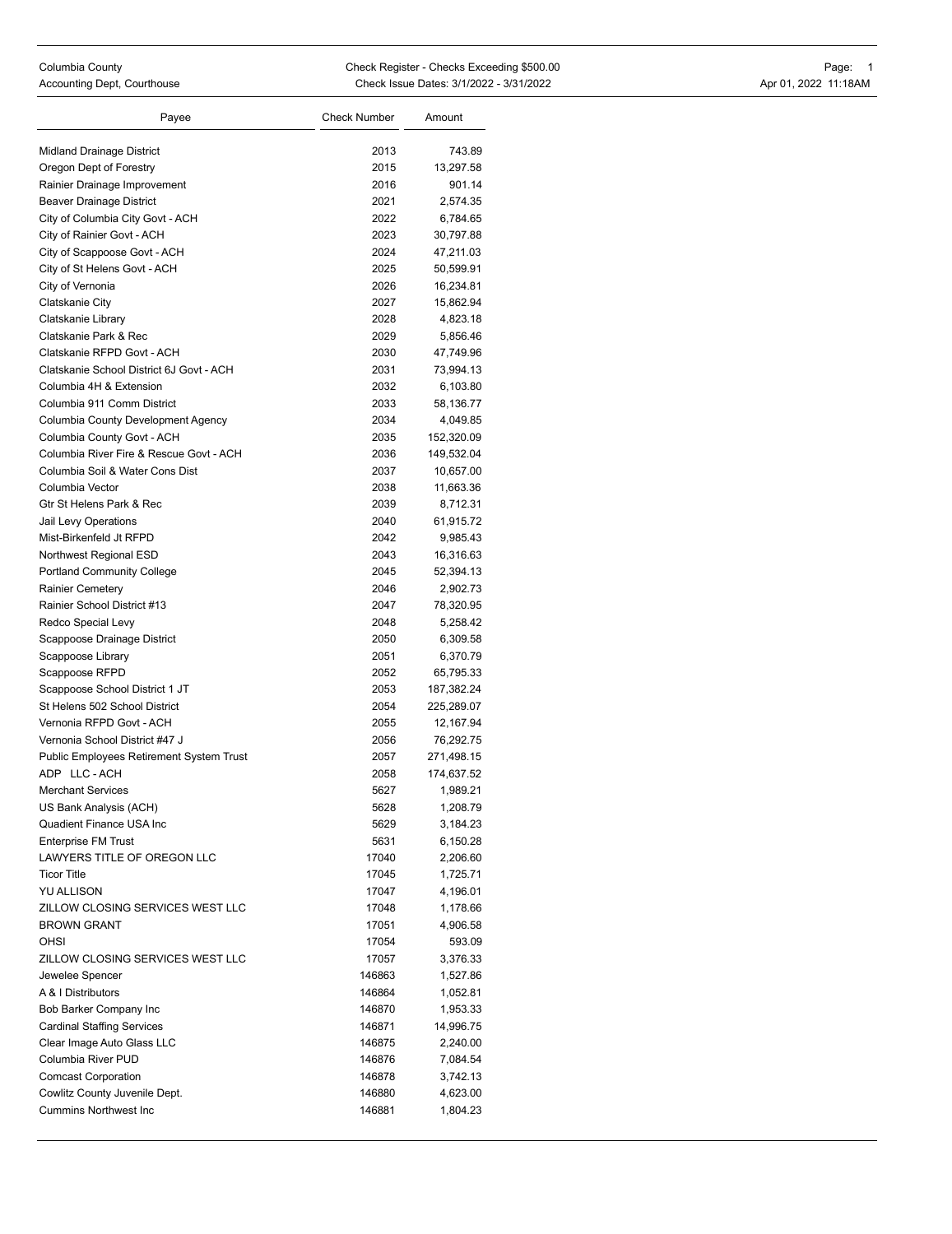Columbia County
Accounting Dept, Courthouse

Check Register - Checks Exceeding $500.00
Check Issue Dates: 3/1/2022 - 3/31/2022

Apr 01, 2022 11:18AM

| Payee | Check Number | Amount |
|---|---|---|
| Midland Drainage District | 2013 | 743.89 |
| Oregon Dept of Forestry | 2015 | 13,297.58 |
| Rainier Drainage Improvement | 2016 | 901.14 |
| Beaver Drainage District | 2021 | 2,574.35 |
| City of Columbia City Govt - ACH | 2022 | 6,784.65 |
| City of Rainier Govt - ACH | 2023 | 30,797.88 |
| City of Scappoose Govt - ACH | 2024 | 47,211.03 |
| City of St Helens Govt - ACH | 2025 | 50,599.91 |
| City of Vernonia | 2026 | 16,234.81 |
| Clatskanie City | 2027 | 15,862.94 |
| Clatskanie Library | 2028 | 4,823.18 |
| Clatskanie Park & Rec | 2029 | 5,856.46 |
| Clatskanie RFPD Govt - ACH | 2030 | 47,749.96 |
| Clatskanie School District 6J Govt - ACH | 2031 | 73,994.13 |
| Columbia 4H & Extension | 2032 | 6,103.80 |
| Columbia 911 Comm District | 2033 | 58,136.77 |
| Columbia County Development Agency | 2034 | 4,049.85 |
| Columbia County Govt - ACH | 2035 | 152,320.09 |
| Columbia River Fire & Rescue Govt - ACH | 2036 | 149,532.04 |
| Columbia Soil & Water Cons Dist | 2037 | 10,657.00 |
| Columbia Vector | 2038 | 11,663.36 |
| Gtr St Helens Park & Rec | 2039 | 8,712.31 |
| Jail Levy Operations | 2040 | 61,915.72 |
| Mist-Birkenfeld Jt RFPD | 2042 | 9,985.43 |
| Northwest Regional ESD | 2043 | 16,316.63 |
| Portland Community College | 2045 | 52,394.13 |
| Rainier Cemetery | 2046 | 2,902.73 |
| Rainier School District #13 | 2047 | 78,320.95 |
| Redco Special Levy | 2048 | 5,258.42 |
| Scappoose Drainage District | 2050 | 6,309.58 |
| Scappoose Library | 2051 | 6,370.79 |
| Scappoose RFPD | 2052 | 65,795.33 |
| Scappoose School District 1 JT | 2053 | 187,382.24 |
| St Helens 502 School District | 2054 | 225,289.07 |
| Vernonia RFPD Govt - ACH | 2055 | 12,167.94 |
| Vernonia School District #47 J | 2056 | 76,292.75 |
| Public Employees Retirement System Trust | 2057 | 271,498.15 |
| ADP LLC - ACH | 2058 | 174,637.52 |
| Merchant Services | 5627 | 1,989.21 |
| US Bank Analysis (ACH) | 5628 | 1,208.79 |
| Quadient Finance USA Inc | 5629 | 3,184.23 |
| Enterprise FM Trust | 5631 | 6,150.28 |
| LAWYERS TITLE OF OREGON LLC | 17040 | 2,206.60 |
| Ticor Title | 17045 | 1,725.71 |
| YU ALLISON | 17047 | 4,196.01 |
| ZILLOW CLOSING SERVICES WEST LLC | 17048 | 1,178.66 |
| BROWN GRANT | 17051 | 4,906.58 |
| OHSI | 17054 | 593.09 |
| ZILLOW CLOSING SERVICES WEST LLC | 17057 | 3,376.33 |
| Jewelee Spencer | 146863 | 1,527.86 |
| A & I Distributors | 146864 | 1,052.81 |
| Bob Barker Company Inc | 146870 | 1,953.33 |
| Cardinal Staffing Services | 146871 | 14,996.75 |
| Clear Image Auto Glass LLC | 146875 | 2,240.00 |
| Columbia River PUD | 146876 | 7,084.54 |
| Comcast Corporation | 146878 | 3,742.13 |
| Cowlitz County Juvenile Dept. | 146880 | 4,623.00 |
| Cummins Northwest Inc | 146881 | 1,804.23 |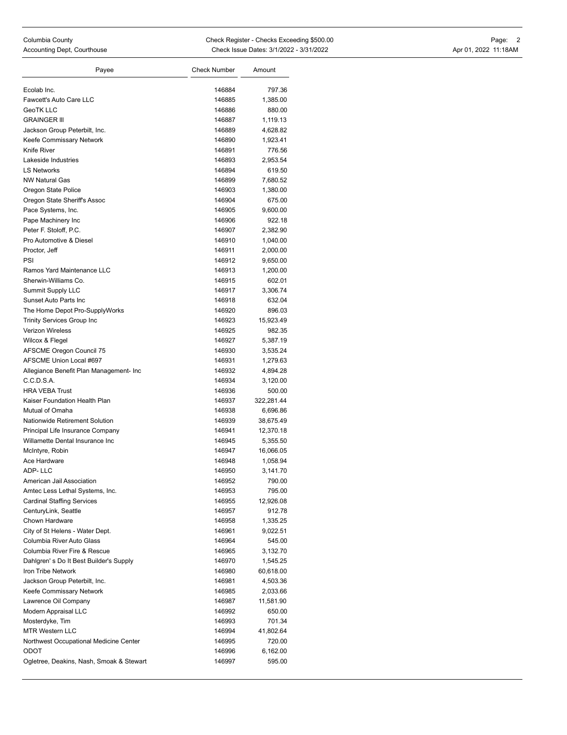| Payee | Check Number | Amount |
|---|---|---|
| Ecolab Inc. | 146884 | 797.36 |
| Fawcett's Auto Care LLC | 146885 | 1,385.00 |
| GeoTK LLC | 146886 | 880.00 |
| GRAINGER III | 146887 | 1,119.13 |
| Jackson Group Peterbilt, Inc. | 146889 | 4,628.82 |
| Keefe Commissary Network | 146890 | 1,923.41 |
| Knife River | 146891 | 776.56 |
| Lakeside Industries | 146893 | 2,953.54 |
| LS Networks | 146894 | 619.50 |
| NW Natural Gas | 146899 | 7,680.52 |
| Oregon State Police | 146903 | 1,380.00 |
| Oregon State Sheriff's Assoc | 146904 | 675.00 |
| Pace Systems, Inc. | 146905 | 9,600.00 |
| Pape Machinery Inc | 146906 | 922.18 |
| Peter F. Stoloff, P.C. | 146907 | 2,382.90 |
| Pro Automotive & Diesel | 146910 | 1,040.00 |
| Proctor, Jeff | 146911 | 2,000.00 |
| PSI | 146912 | 9,650.00 |
| Ramos Yard Maintenance LLC | 146913 | 1,200.00 |
| Sherwin-Williams Co. | 146915 | 602.01 |
| Summit Supply LLC | 146917 | 3,306.74 |
| Sunset Auto Parts Inc | 146918 | 632.04 |
| The Home Depot Pro-SupplyWorks | 146920 | 896.03 |
| Trinity Services Group Inc | 146923 | 15,923.49 |
| Verizon Wireless | 146925 | 982.35 |
| Wilcox & Flegel | 146927 | 5,387.19 |
| AFSCME Oregon Council 75 | 146930 | 3,535.24 |
| AFSCME Union Local #697 | 146931 | 1,279.63 |
| Allegiance Benefit Plan Management- Inc | 146932 | 4,894.28 |
| C.C.D.S.A. | 146934 | 3,120.00 |
| HRA VEBA Trust | 146936 | 500.00 |
| Kaiser Foundation Health Plan | 146937 | 322,281.44 |
| Mutual of Omaha | 146938 | 6,696.86 |
| Nationwide Retirement Solution | 146939 | 38,675.49 |
| Principal Life Insurance Company | 146941 | 12,370.18 |
| Willamette Dental Insurance Inc | 146945 | 5,355.50 |
| McIntyre, Robin | 146947 | 16,066.05 |
| Ace Hardware | 146948 | 1,058.94 |
| ADP- LLC | 146950 | 3,141.70 |
| American Jail Association | 146952 | 790.00 |
| Amtec Less Lethal Systems, Inc. | 146953 | 795.00 |
| Cardinal Staffing Services | 146955 | 12,926.08 |
| CenturyLink, Seattle | 146957 | 912.78 |
| Chown Hardware | 146958 | 1,335.25 |
| City of St Helens - Water Dept. | 146961 | 9,022.51 |
| Columbia River Auto Glass | 146964 | 545.00 |
| Columbia River Fire & Rescue | 146965 | 3,132.70 |
| Dahlgren' s Do It Best Builder's Supply | 146970 | 1,545.25 |
| Iron Tribe Network | 146980 | 60,618.00 |
| Jackson Group Peterbilt, Inc. | 146981 | 4,503.36 |
| Keefe Commissary Network | 146985 | 2,033.66 |
| Lawrence Oil Company | 146987 | 11,581.90 |
| Modern Appraisal LLC | 146992 | 650.00 |
| Mosterdyke, Tim | 146993 | 701.34 |
| MTR Western LLC | 146994 | 41,802.64 |
| Northwest Occupational Medicine Center | 146995 | 720.00 |
| ODOT | 146996 | 6,162.00 |
| Ogletree, Deakins, Nash, Smoak & Stewart | 146997 | 595.00 |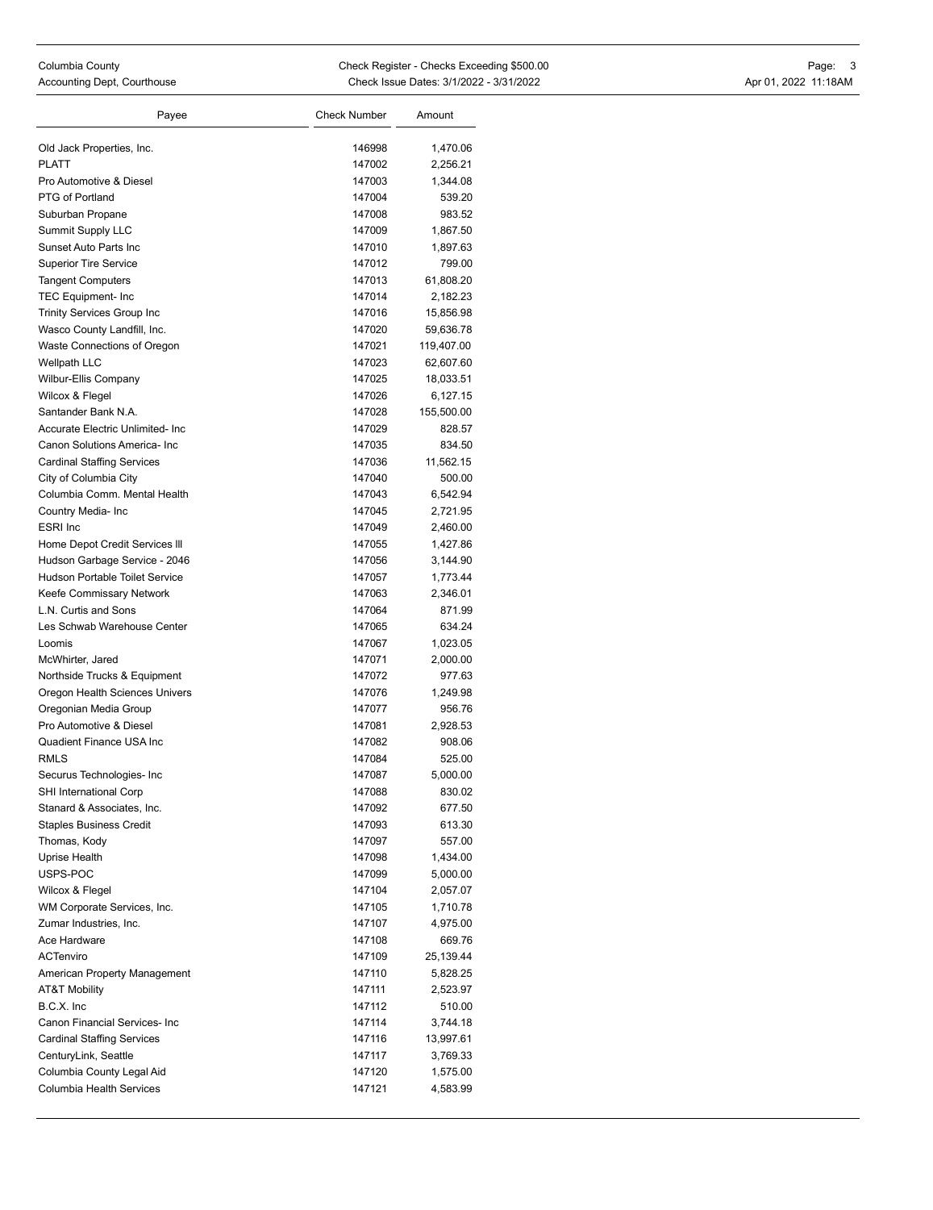| Payee | Check Number | Amount |
| --- | --- | --- |
| Old Jack Properties, Inc. | 146998 | 1,470.06 |
| PLATT | 147002 | 2,256.21 |
| Pro Automotive & Diesel | 147003 | 1,344.08 |
| PTG of Portland | 147004 | 539.20 |
| Suburban Propane | 147008 | 983.52 |
| Summit Supply LLC | 147009 | 1,867.50 |
| Sunset Auto Parts Inc | 147010 | 1,897.63 |
| Superior Tire Service | 147012 | 799.00 |
| Tangent Computers | 147013 | 61,808.20 |
| TEC Equipment- Inc | 147014 | 2,182.23 |
| Trinity Services Group Inc | 147016 | 15,856.98 |
| Wasco County Landfill, Inc. | 147020 | 59,636.78 |
| Waste Connections of Oregon | 147021 | 119,407.00 |
| Wellpath LLC | 147023 | 62,607.60 |
| Wilbur-Ellis Company | 147025 | 18,033.51 |
| Wilcox & Flegel | 147026 | 6,127.15 |
| Santander Bank N.A. | 147028 | 155,500.00 |
| Accurate Electric Unlimited- Inc | 147029 | 828.57 |
| Canon Solutions America- Inc | 147035 | 834.50 |
| Cardinal Staffing Services | 147036 | 11,562.15 |
| City of Columbia City | 147040 | 500.00 |
| Columbia Comm. Mental Health | 147043 | 6,542.94 |
| Country Media- Inc | 147045 | 2,721.95 |
| ESRI Inc | 147049 | 2,460.00 |
| Home Depot Credit Services lll | 147055 | 1,427.86 |
| Hudson Garbage Service - 2046 | 147056 | 3,144.90 |
| Hudson Portable Toilet Service | 147057 | 1,773.44 |
| Keefe Commissary Network | 147063 | 2,346.01 |
| L.N. Curtis and Sons | 147064 | 871.99 |
| Les Schwab Warehouse Center | 147065 | 634.24 |
| Loomis | 147067 | 1,023.05 |
| McWhirter, Jared | 147071 | 2,000.00 |
| Northside Trucks & Equipment | 147072 | 977.63 |
| Oregon Health Sciences Univers | 147076 | 1,249.98 |
| Oregonian Media Group | 147077 | 956.76 |
| Pro Automotive & Diesel | 147081 | 2,928.53 |
| Quadient Finance USA Inc | 147082 | 908.06 |
| RMLS | 147084 | 525.00 |
| Securus Technologies- Inc | 147087 | 5,000.00 |
| SHI International Corp | 147088 | 830.02 |
| Stanard & Associates, Inc. | 147092 | 677.50 |
| Staples Business Credit | 147093 | 613.30 |
| Thomas, Kody | 147097 | 557.00 |
| Uprise Health | 147098 | 1,434.00 |
| USPS-POC | 147099 | 5,000.00 |
| Wilcox & Flegel | 147104 | 2,057.07 |
| WM Corporate Services, Inc. | 147105 | 1,710.78 |
| Zumar Industries, Inc. | 147107 | 4,975.00 |
| Ace Hardware | 147108 | 669.76 |
| ACTenviro | 147109 | 25,139.44 |
| American Property Management | 147110 | 5,828.25 |
| AT&T Mobility | 147111 | 2,523.97 |
| B.C.X. Inc | 147112 | 510.00 |
| Canon Financial Services- Inc | 147114 | 3,744.18 |
| Cardinal Staffing Services | 147116 | 13,997.61 |
| CenturyLink, Seattle | 147117 | 3,769.33 |
| Columbia County Legal Aid | 147120 | 1,575.00 |
| Columbia Health Services | 147121 | 4,583.99 |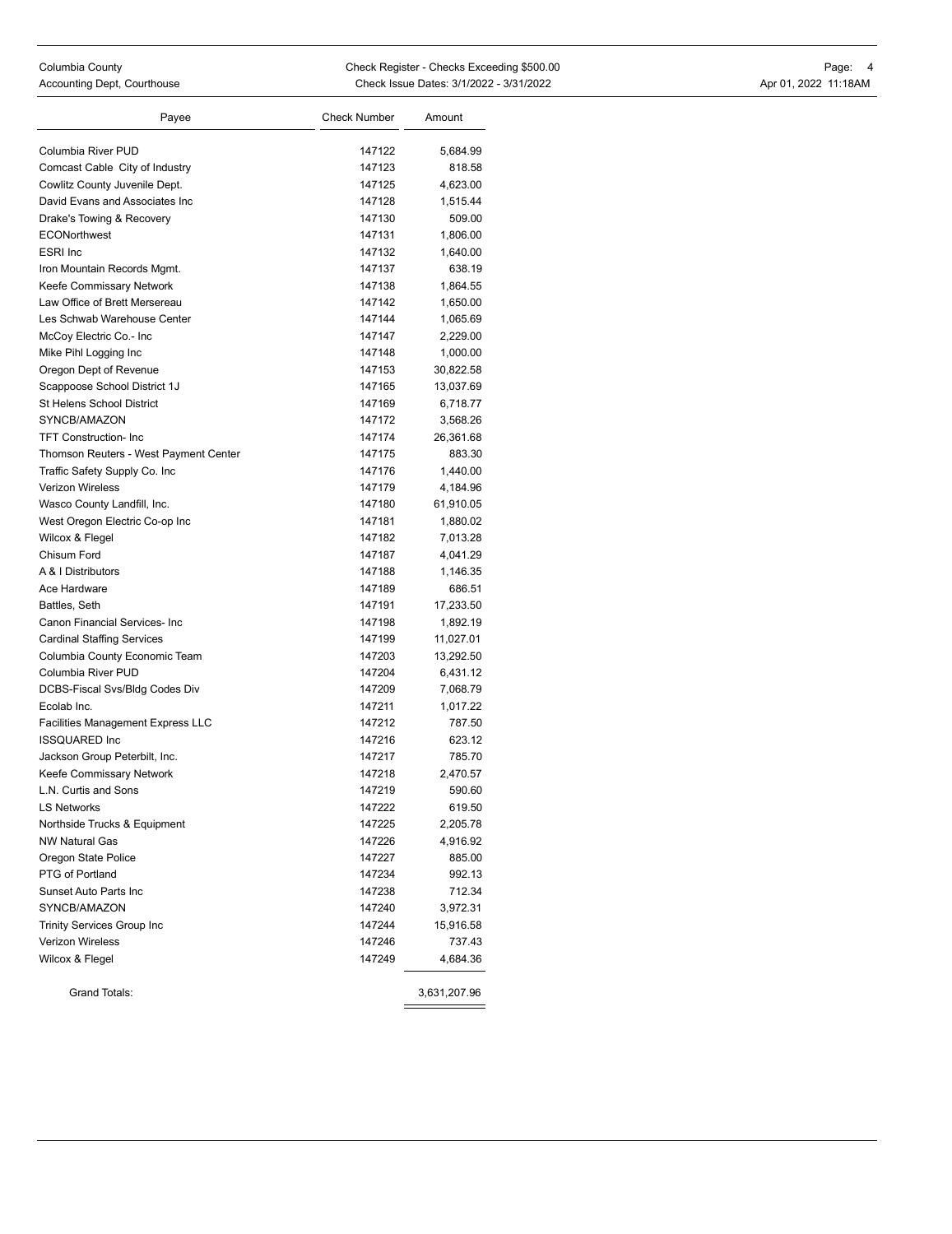| Payee | Check Number | Amount |
|---|---|---|
| Columbia River PUD | 147122 | 5,684.99 |
| Comcast Cable City of Industry | 147123 | 818.58 |
| Cowlitz County Juvenile Dept. | 147125 | 4,623.00 |
| David Evans and Associates Inc | 147128 | 1,515.44 |
| Drake's Towing & Recovery | 147130 | 509.00 |
| ECONorthwest | 147131 | 1,806.00 |
| ESRI Inc | 147132 | 1,640.00 |
| Iron Mountain Records Mgmt. | 147137 | 638.19 |
| Keefe Commissary Network | 147138 | 1,864.55 |
| Law Office of Brett Mersereau | 147142 | 1,650.00 |
| Les Schwab Warehouse Center | 147144 | 1,065.69 |
| McCoy Electric Co.- Inc | 147147 | 2,229.00 |
| Mike Pihl Logging Inc | 147148 | 1,000.00 |
| Oregon Dept of Revenue | 147153 | 30,822.58 |
| Scappoose School District 1J | 147165 | 13,037.69 |
| St Helens School District | 147169 | 6,718.77 |
| SYNCB/AMAZON | 147172 | 3,568.26 |
| TFT Construction- Inc | 147174 | 26,361.68 |
| Thomson Reuters - West Payment Center | 147175 | 883.30 |
| Traffic Safety Supply Co. Inc | 147176 | 1,440.00 |
| Verizon Wireless | 147179 | 4,184.96 |
| Wasco County Landfill, Inc. | 147180 | 61,910.05 |
| West Oregon Electric Co-op Inc | 147181 | 1,880.02 |
| Wilcox & Flegel | 147182 | 7,013.28 |
| Chisum Ford | 147187 | 4,041.29 |
| A & I Distributors | 147188 | 1,146.35 |
| Ace Hardware | 147189 | 686.51 |
| Battles, Seth | 147191 | 17,233.50 |
| Canon Financial Services- Inc | 147198 | 1,892.19 |
| Cardinal Staffing Services | 147199 | 11,027.01 |
| Columbia County Economic Team | 147203 | 13,292.50 |
| Columbia River PUD | 147204 | 6,431.12 |
| DCBS-Fiscal Svs/Bldg Codes Div | 147209 | 7,068.79 |
| Ecolab Inc. | 147211 | 1,017.22 |
| Facilities Management Express LLC | 147212 | 787.50 |
| ISSQUARED Inc | 147216 | 623.12 |
| Jackson Group Peterbilt, Inc. | 147217 | 785.70 |
| Keefe Commissary Network | 147218 | 2,470.57 |
| L.N. Curtis and Sons | 147219 | 590.60 |
| LS Networks | 147222 | 619.50 |
| Northside Trucks & Equipment | 147225 | 2,205.78 |
| NW Natural Gas | 147226 | 4,916.92 |
| Oregon State Police | 147227 | 885.00 |
| PTG of Portland | 147234 | 992.13 |
| Sunset Auto Parts Inc | 147238 | 712.34 |
| SYNCB/AMAZON | 147240 | 3,972.31 |
| Trinity Services Group Inc | 147244 | 15,916.58 |
| Verizon Wireless | 147246 | 737.43 |
| Wilcox & Flegel | 147249 | 4,684.36 |
| Grand Totals: | | 3,631,207.96 |